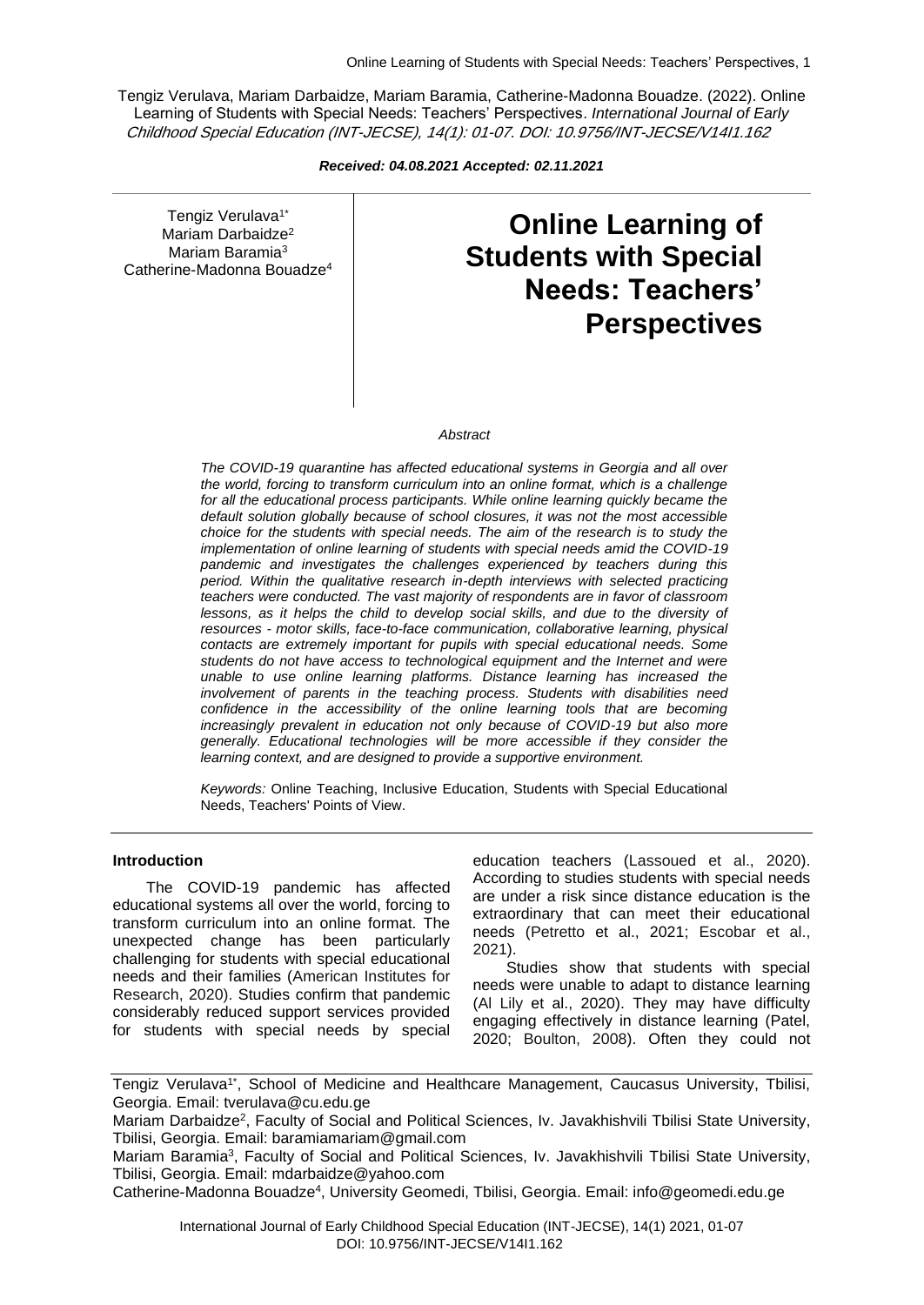Tengiz Verulava, Mariam Darbaidze, Mariam Baramia, Catherine-Madonna Bouadze. (2022). Online Learning of Students with Special Needs: Teachers' Perspectives. *International Journal of Early Childhood Special Education (INT-JECSE), 14(1): 01-07. DOI: 10.9756/INT-JECSE/V14I1.162*

***Received: 04.08.2021 Accepted: 02.11.2021***

Tengiz Verulava[1*]
Mariam Darbaidze[2]
Mariam Baramia[3]
Catherine-Madonna Bouadze[4]

# Online Learning of Students with Special Needs: Teachers' Perspectives

*Abstract*

*The COVID-19 quarantine has affected educational systems in Georgia and all over the world, forcing to transform curriculum into an online format, which is a challenge for all the educational process participants. While online learning quickly became the default solution globally because of school closures, it was not the most accessible choice for the students with special needs. The aim of the research is to study the implementation of online learning of students with special needs amid the COVID-19 pandemic and investigates the challenges experienced by teachers during this period. Within the qualitative research in-depth interviews with selected practicing teachers were conducted. The vast majority of respondents are in favor of classroom lessons, as it helps the child to develop social skills, and due to the diversity of resources - motor skills, face-to-face communication, collaborative learning, physical contacts are extremely important for pupils with special educational needs. Some students do not have access to technological equipment and the Internet and were unable to use online learning platforms. Distance learning has increased the involvement of parents in the teaching process. Students with disabilities need confidence in the accessibility of the online learning tools that are becoming increasingly prevalent in education not only because of COVID-19 but also more generally. Educational technologies will be more accessible if they consider the learning context, and are designed to provide a supportive environment.*

*Keywords:* Online Teaching, Inclusive Education, Students with Special Educational Needs, Teachers' Points of View.

## Introduction

The COVID-19 pandemic has affected educational systems all over the world, forcing to transform curriculum into an online format. The unexpected change has been particularly challenging for students with special educational needs and their families (American Institutes for Research, 2020). Studies confirm that pandemic considerably reduced support services provided for students with special needs by special education teachers (Lassoued et al., 2020). According to studies students with special needs are under a risk since distance education is the extraordinary that can meet their educational needs (Petretto et al., 2021; Escobar et al., 2021).

Studies show that students with special needs were unable to adapt to distance learning (Al Lily et al., 2020). They may have difficulty engaging effectively in distance learning (Patel, 2020; Boulton, 2008). Often they could not

---

Tengiz Verulava[1*], School of Medicine and Healthcare Management, Caucasus University, Tbilisi, Georgia. Email: tverulava@cu.edu.ge

Mariam Darbaidze[2], Faculty of Social and Political Sciences, Iv. Javakhishvili Tbilisi State University, Tbilisi, Georgia. Email: baramiamariam@gmail.com

Mariam Baramia[3], Faculty of Social and Political Sciences, Iv. Javakhishvili Tbilisi State University, Tbilisi, Georgia. Email: mdarbaidze@yahoo.com

Catherine-Madonna Bouadze[4], University Geomedi, Tbilisi, Georgia. Email: info@geomedi.edu.ge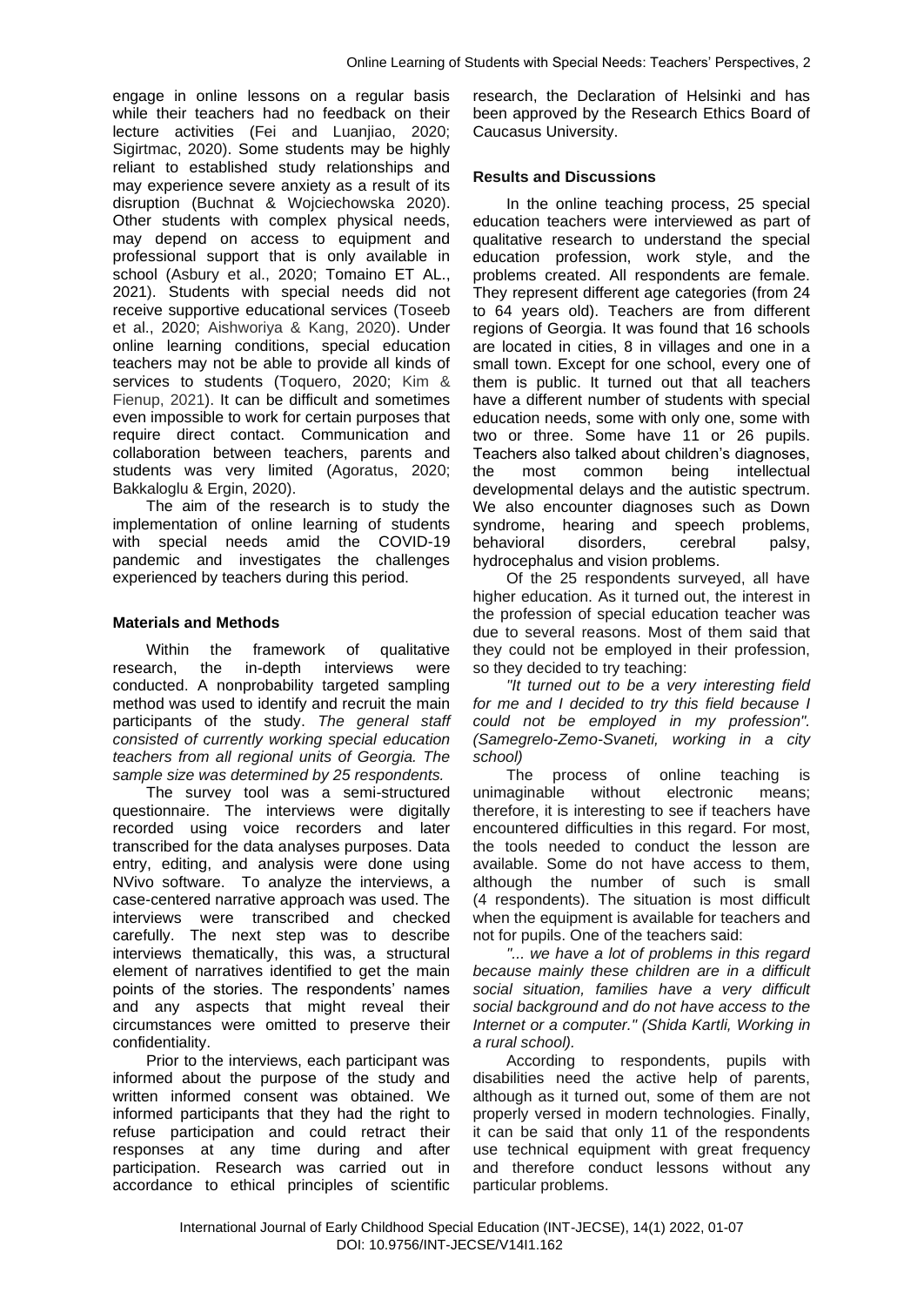engage in online lessons on a regular basis while their teachers had no feedback on their lecture activities (Fei and Luanjiao, 2020; Sigirtmac, 2020). Some students may be highly reliant to established study relationships and may experience severe anxiety as a result of its disruption (Buchnat & Wojciechowska 2020). Other students with complex physical needs, may depend on access to equipment and professional support that is only available in school (Asbury et al., 2020; Tomaino ET AL., 2021). Students with special needs did not receive supportive educational services (Toseeb et al., 2020; Aishworiya & Kang, 2020). Under online learning conditions, special education teachers may not be able to provide all kinds of services to students (Toquero, 2020; Kim & Fienup, 2021). It can be difficult and sometimes even impossible to work for certain purposes that require direct contact. Communication and collaboration between teachers, parents and students was very limited (Agoratus, 2020; Bakkaloglu & Ergin, 2020).

The aim of the research is to study the implementation of online learning of students with special needs amid the COVID-19 pandemic and investigates the challenges experienced by teachers during this period.

## Materials and Methods

Within the framework of qualitative research, the in-depth interviews were conducted. A nonprobability targeted sampling method was used to identify and recruit the main participants of the study. *The general staff consisted of currently working special education teachers from all regional units of Georgia. The sample size was determined by 25 respondents.*

The survey tool was a semi-structured questionnaire. The interviews were digitally recorded using voice recorders and later transcribed for the data analyses purposes. Data entry, editing, and analysis were done using NVivo software. To analyze the interviews, a case-centered narrative approach was used. The interviews were transcribed and checked carefully. The next step was to describe interviews thematically, this was, a structural element of narratives identified to get the main points of the stories. The respondents' names and any aspects that might reveal their circumstances were omitted to preserve their confidentiality.

Prior to the interviews, each participant was informed about the purpose of the study and written informed consent was obtained. We informed participants that they had the right to refuse participation and could retract their responses at any time during and after participation. Research was carried out in accordance to ethical principles of scientific research, the Declaration of Helsinki and has been approved by the Research Ethics Board of Caucasus University.

## Results and Discussions

In the online teaching process, 25 special education teachers were interviewed as part of qualitative research to understand the special education profession, work style, and the problems created. All respondents are female. They represent different age categories (from 24 to 64 years old). Teachers are from different regions of Georgia. It was found that 16 schools are located in cities, 8 in villages and one in a small town. Except for one school, every one of them is public. It turned out that all teachers have a different number of students with special education needs, some with only one, some with two or three. Some have 11 or 26 pupils. Teachers also talked about children's diagnoses, the most common being intellectual developmental delays and the autistic spectrum. We also encounter diagnoses such as Down syndrome, hearing and speech problems, behavioral disorders, cerebral palsy, hydrocephalus and vision problems.

Of the 25 respondents surveyed, all have higher education. As it turned out, the interest in the profession of special education teacher was due to several reasons. Most of them said that they could not be employed in their profession, so they decided to try teaching:

*"It turned out to be a very interesting field for me and I decided to try this field because I could not be employed in my profession". (Samegrelo-Zemo-Svaneti, working in a city school)*

The process of online teaching is unimaginable without electronic means; therefore, it is interesting to see if teachers have encountered difficulties in this regard. For most, the tools needed to conduct the lesson are available. Some do not have access to them, although the number of such is small (4 respondents). The situation is most difficult when the equipment is available for teachers and not for pupils. One of the teachers said:

*"... we have a lot of problems in this regard because mainly these children are in a difficult social situation, families have a very difficult social background and do not have access to the Internet or a computer." (Shida Kartli, Working in a rural school).*

According to respondents, pupils with disabilities need the active help of parents, although as it turned out, some of them are not properly versed in modern technologies. Finally, it can be said that only 11 of the respondents use technical equipment with great frequency and therefore conduct lessons without any particular problems.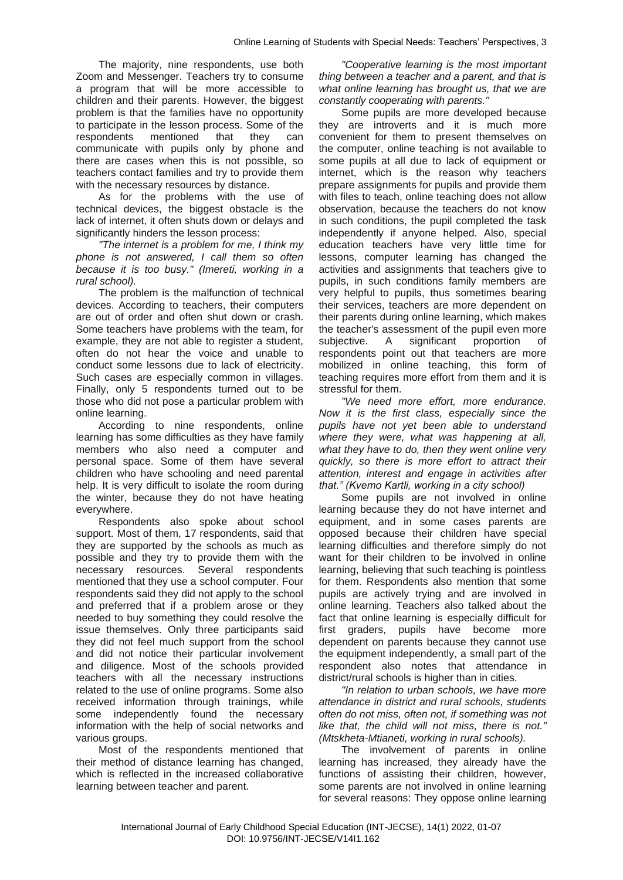The majority, nine respondents, use both Zoom and Messenger. Teachers try to consume a program that will be more accessible to children and their parents. However, the biggest problem is that the families have no opportunity to participate in the lesson process. Some of the respondents mentioned that they can communicate with pupils only by phone and there are cases when this is not possible, so teachers contact families and try to provide them with the necessary resources by distance.

As for the problems with the use of technical devices, the biggest obstacle is the lack of internet, it often shuts down or delays and significantly hinders the lesson process:

*"The internet is a problem for me, I think my phone is not answered, I call them so often because it is too busy." (Imereti, working in a rural school).*

The problem is the malfunction of technical devices. According to teachers, their computers are out of order and often shut down or crash. Some teachers have problems with the team, for example, they are not able to register a student, often do not hear the voice and unable to conduct some lessons due to lack of electricity. Such cases are especially common in villages. Finally, only 5 respondents turned out to be those who did not pose a particular problem with online learning.

According to nine respondents, online learning has some difficulties as they have family members who also need a computer and personal space. Some of them have several children who have schooling and need parental help. It is very difficult to isolate the room during the winter, because they do not have heating everywhere.

Respondents also spoke about school support. Most of them, 17 respondents, said that they are supported by the schools as much as possible and they try to provide them with the necessary resources. Several respondents mentioned that they use a school computer. Four respondents said they did not apply to the school and preferred that if a problem arose or they needed to buy something they could resolve the issue themselves. Only three participants said they did not feel much support from the school and did not notice their particular involvement and diligence. Most of the schools provided teachers with all the necessary instructions related to the use of online programs. Some also received information through trainings, while some independently found the necessary information with the help of social networks and various groups.

Most of the respondents mentioned that their method of distance learning has changed, which is reflected in the increased collaborative learning between teacher and parent.

*"Cooperative learning is the most important thing between a teacher and a parent, and that is what online learning has brought us, that we are constantly cooperating with parents."*

Some pupils are more developed because they are introverts and it is much more convenient for them to present themselves on the computer, online teaching is not available to some pupils at all due to lack of equipment or internet, which is the reason why teachers prepare assignments for pupils and provide them with files to teach, online teaching does not allow observation, because the teachers do not know in such conditions, the pupil completed the task independently if anyone helped. Also, special education teachers have very little time for lessons, computer learning has changed the activities and assignments that teachers give to pupils, in such conditions family members are very helpful to pupils, thus sometimes bearing their services, teachers are more dependent on their parents during online learning, which makes the teacher's assessment of the pupil even more subjective. A significant proportion of respondents point out that teachers are more mobilized in online teaching, this form of teaching requires more effort from them and it is stressful for them.

*"We need more effort, more endurance. Now it is the first class, especially since the pupils have not yet been able to understand where they were, what was happening at all, what they have to do, then they went online very quickly, so there is more effort to attract their attention, interest and engage in activities after that." (Kvemo Kartli, working in a city school)*

Some pupils are not involved in online learning because they do not have internet and equipment, and in some cases parents are opposed because their children have special learning difficulties and therefore simply do not want for their children to be involved in online learning, believing that such teaching is pointless for them. Respondents also mention that some pupils are actively trying and are involved in online learning. Teachers also talked about the fact that online learning is especially difficult for first graders, pupils have become more dependent on parents because they cannot use the equipment independently, a small part of the respondent also notes that attendance in district/rural schools is higher than in cities.

*"In relation to urban schools, we have more attendance in district and rural schools, students often do not miss, often not, if something was not like that, the child will not miss, there is not." (Mtskheta-Mtianeti, working in rural schools).*

The involvement of parents in online learning has increased, they already have the functions of assisting their children, however, some parents are not involved in online learning for several reasons: They oppose online learning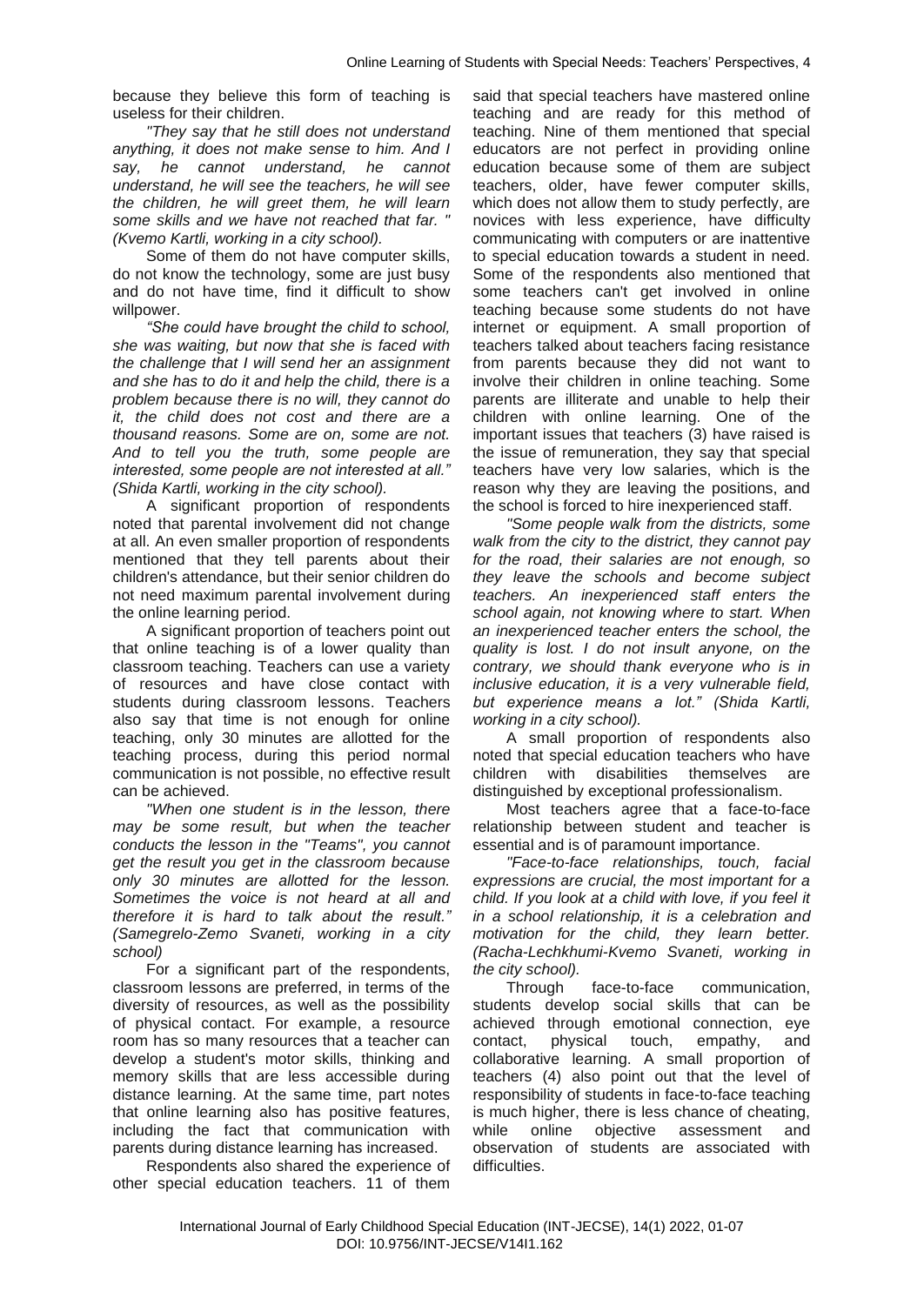because they believe this form of teaching is useless for their children.

*"They say that he still does not understand anything, it does not make sense to him. And I say, he cannot understand, he cannot understand, he will see the teachers, he will see the children, he will greet them, he will learn some skills and we have not reached that far. " (Kvemo Kartli, working in a city school).*

Some of them do not have computer skills, do not know the technology, some are just busy and do not have time, find it difficult to show willpower.

*"She could have brought the child to school, she was waiting, but now that she is faced with the challenge that I will send her an assignment and she has to do it and help the child, there is a problem because there is no will, they cannot do it, the child does not cost and there are a thousand reasons. Some are on, some are not. And to tell you the truth, some people are interested, some people are not interested at all." (Shida Kartli, working in the city school).*

A significant proportion of respondents noted that parental involvement did not change at all. An even smaller proportion of respondents mentioned that they tell parents about their children's attendance, but their senior children do not need maximum parental involvement during the online learning period.

A significant proportion of teachers point out that online teaching is of a lower quality than classroom teaching. Teachers can use a variety of resources and have close contact with students during classroom lessons. Teachers also say that time is not enough for online teaching, only 30 minutes are allotted for the teaching process, during this period normal communication is not possible, no effective result can be achieved.

*"When one student is in the lesson, there may be some result, but when the teacher conducts the lesson in the "Teams", you cannot get the result you get in the classroom because only 30 minutes are allotted for the lesson. Sometimes the voice is not heard at all and therefore it is hard to talk about the result." (Samegrelo-Zemo Svaneti, working in a city school)*

For a significant part of the respondents, classroom lessons are preferred, in terms of the diversity of resources, as well as the possibility of physical contact. For example, a resource room has so many resources that a teacher can develop a student's motor skills, thinking and memory skills that are less accessible during distance learning. At the same time, part notes that online learning also has positive features, including the fact that communication with parents during distance learning has increased.

Respondents also shared the experience of other special education teachers. 11 of them said that special teachers have mastered online teaching and are ready for this method of teaching. Nine of them mentioned that special educators are not perfect in providing online education because some of them are subject teachers, older, have fewer computer skills, which does not allow them to study perfectly, are novices with less experience, have difficulty communicating with computers or are inattentive to special education towards a student in need. Some of the respondents also mentioned that some teachers can't get involved in online teaching because some students do not have internet or equipment. A small proportion of teachers talked about teachers facing resistance from parents because they did not want to involve their children in online teaching. Some parents are illiterate and unable to help their children with online learning. One of the important issues that teachers (3) have raised is the issue of remuneration, they say that special teachers have very low salaries, which is the reason why they are leaving the positions, and the school is forced to hire inexperienced staff.

*"Some people walk from the districts, some walk from the city to the district, they cannot pay for the road, their salaries are not enough, so they leave the schools and become subject teachers. An inexperienced staff enters the school again, not knowing where to start. When an inexperienced teacher enters the school, the quality is lost. I do not insult anyone, on the contrary, we should thank everyone who is in inclusive education, it is a very vulnerable field, but experience means a lot." (Shida Kartli, working in a city school).*

A small proportion of respondents also noted that special education teachers who have children with disabilities themselves are distinguished by exceptional professionalism.

Most teachers agree that a face-to-face relationship between student and teacher is essential and is of paramount importance.

*"Face-to-face relationships, touch, facial expressions are crucial, the most important for a child. If you look at a child with love, if you feel it in a school relationship, it is a celebration and motivation for the child, they learn better. (Racha-Lechkhumi-Kvemo Svaneti, working in the city school).*

Through face-to-face communication, students develop social skills that can be achieved through emotional connection, eye contact, physical touch, empathy, and collaborative learning. A small proportion of teachers (4) also point out that the level of responsibility of students in face-to-face teaching is much higher, there is less chance of cheating, while online objective assessment and observation of students are associated with difficulties.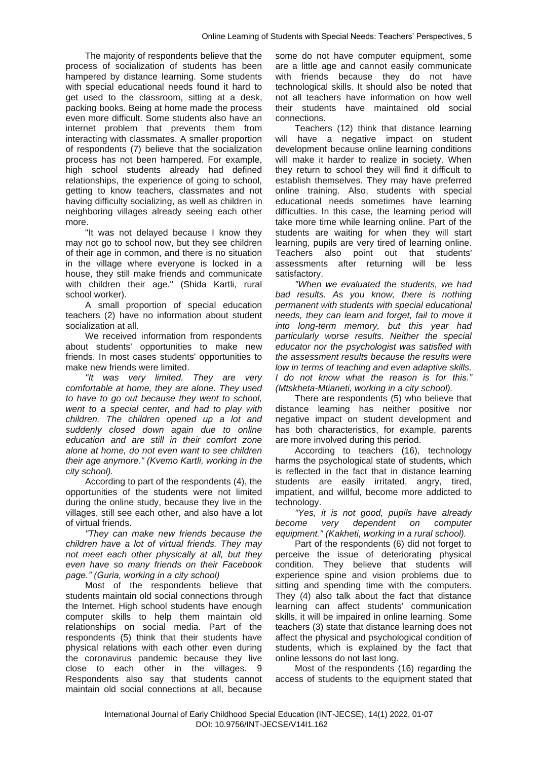The majority of respondents believe that the process of socialization of students has been hampered by distance learning. Some students with special educational needs found it hard to get used to the classroom, sitting at a desk, packing books. Being at home made the process even more difficult. Some students also have an internet problem that prevents them from interacting with classmates. A smaller proportion of respondents (7) believe that the socialization process has not been hampered. For example, high school students already had defined relationships, the experience of going to school, getting to know teachers, classmates and not having difficulty socializing, as well as children in neighboring villages already seeing each other more.

"It was not delayed because I know they may not go to school now, but they see children of their age in common, and there is no situation in the village where everyone is locked in a house, they still make friends and communicate with children their age." (Shida Kartli, rural school worker).

A small proportion of special education teachers (2) have no information about student socialization at all.

We received information from respondents about students' opportunities to make new friends. In most cases students' opportunities to make new friends were limited.

*"It was very limited. They are very comfortable at home, they are alone. They used to have to go out because they went to school, went to a special center, and had to play with children. The children opened up a lot and suddenly closed down again due to online education and are still in their comfort zone alone at home, do not even want to see children their age anymore." (Kvemo Kartli, working in the city school).*

According to part of the respondents (4), the opportunities of the students were not limited during the online study, because they live in the villages, still see each other, and also have a lot of virtual friends.

*"They can make new friends because the children have a lot of virtual friends. They may not meet each other physically at all, but they even have so many friends on their Facebook page." (Guria, working in a city school)*

Most of the respondents believe that students maintain old social connections through the Internet. High school students have enough computer skills to help them maintain old relationships on social media. Part of the respondents (5) think that their students have physical relations with each other even during the coronavirus pandemic because they live close to each other in the villages. 9 Respondents also say that students cannot maintain old social connections at all, because some do not have computer equipment, some are a little age and cannot easily communicate with friends because they do not have technological skills. It should also be noted that not all teachers have information on how well their students have maintained old social connections.

Teachers (12) think that distance learning will have a negative impact on student development because online learning conditions will make it harder to realize in society. When they return to school they will find it difficult to establish themselves. They may have preferred online training. Also, students with special educational needs sometimes have learning difficulties. In this case, the learning period will take more time while learning online. Part of the students are waiting for when they will start learning, pupils are very tired of learning online. Teachers also point out that students' assessments after returning will be less satisfactory.

*"When we evaluated the students, we had bad results. As you know, there is nothing permanent with students with special educational needs, they can learn and forget, fail to move it into long-term memory, but this year had particularly worse results. Neither the special educator nor the psychologist was satisfied with the assessment results because the results were low in terms of teaching and even adaptive skills. I do not know what the reason is for this." (Mtskheta-Mtianeti, working in a city school).*

There are respondents (5) who believe that distance learning has neither positive nor negative impact on student development and has both characteristics, for example, parents are more involved during this period.

According to teachers (16), technology harms the psychological state of students, which is reflected in the fact that in distance learning students are easily irritated, angry, tired, impatient, and willful, become more addicted to technology.

*"Yes, it is not good, pupils have already become very dependent on computer equipment." (Kakheti, working in a rural school).*

Part of the respondents (6) did not forget to perceive the issue of deteriorating physical condition. They believe that students will experience spine and vision problems due to sitting and spending time with the computers. They (4) also talk about the fact that distance learning can affect students' communication skills, it will be impaired in online learning. Some teachers (3) state that distance learning does not affect the physical and psychological condition of students, which is explained by the fact that online lessons do not last long.

Most of the respondents (16) regarding the access of students to the equipment stated that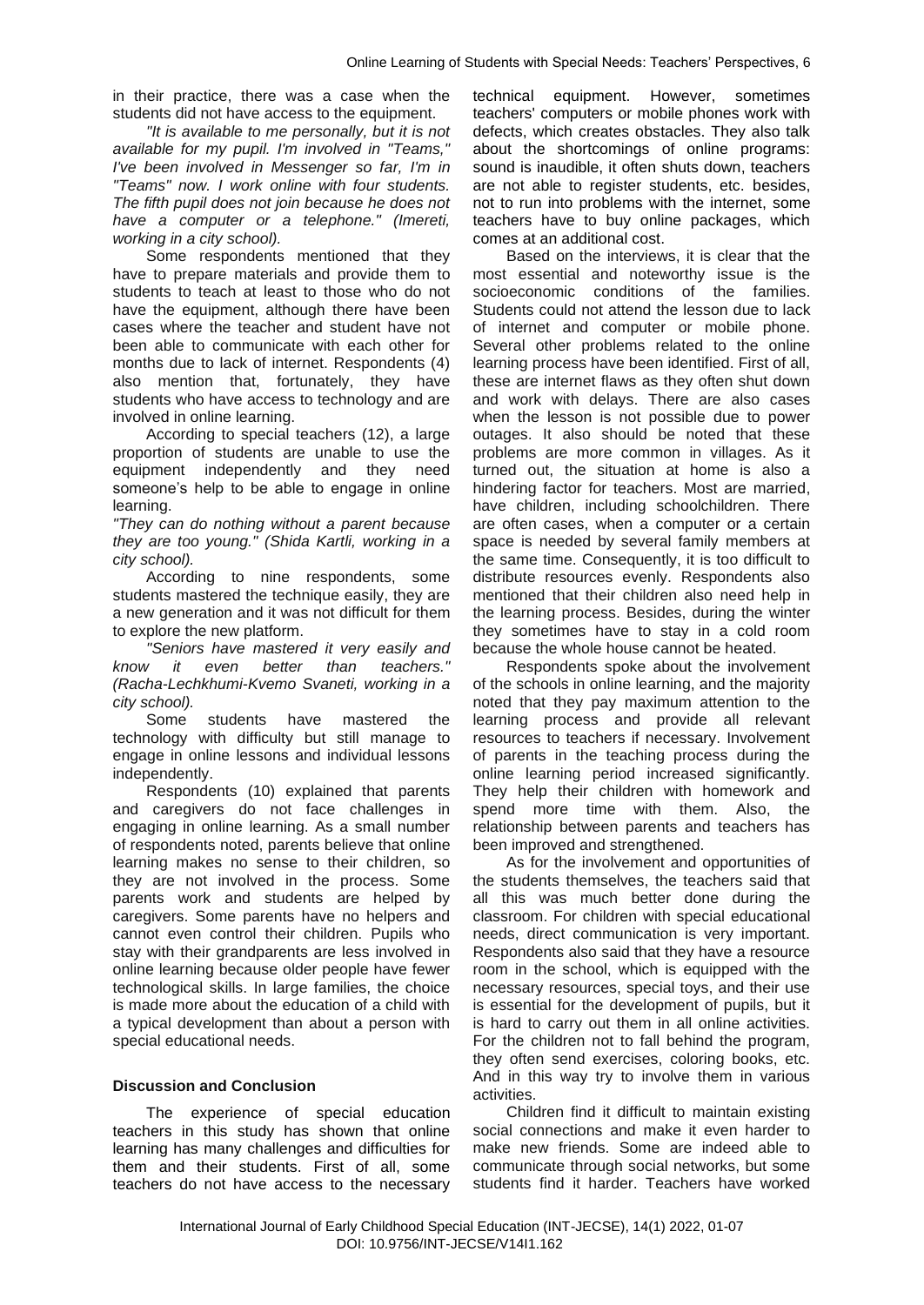in their practice, there was a case when the students did not have access to the equipment.

*"It is available to me personally, but it is not available for my pupil. I'm involved in "Teams," I've been involved in Messenger so far, I'm in "Teams" now. I work online with four students. The fifth pupil does not join because he does not have a computer or a telephone." (Imereti, working in a city school).*

Some respondents mentioned that they have to prepare materials and provide them to students to teach at least to those who do not have the equipment, although there have been cases where the teacher and student have not been able to communicate with each other for months due to lack of internet. Respondents (4) also mention that, fortunately, they have students who have access to technology and are involved in online learning.

According to special teachers (12), a large proportion of students are unable to use the equipment independently and they need someone's help to be able to engage in online learning.

*"They can do nothing without a parent because they are too young." (Shida Kartli, working in a city school).*

According to nine respondents, some students mastered the technique easily, they are a new generation and it was not difficult for them to explore the new platform.

*"Seniors have mastered it very easily and know it even better than teachers." (Racha-Lechkhumi-Kvemo Svaneti, working in a city school).*

Some students have mastered the technology with difficulty but still manage to engage in online lessons and individual lessons independently.

Respondents (10) explained that parents and caregivers do not face challenges in engaging in online learning. As a small number of respondents noted, parents believe that online learning makes no sense to their children, so they are not involved in the process. Some parents work and students are helped by caregivers. Some parents have no helpers and cannot even control their children. Pupils who stay with their grandparents are less involved in online learning because older people have fewer technological skills. In large families, the choice is made more about the education of a child with a typical development than about a person with special educational needs.

## Discussion and Conclusion

The experience of special education teachers in this study has shown that online learning has many challenges and difficulties for them and their students. First of all, some teachers do not have access to the necessary technical equipment. However, sometimes teachers' computers or mobile phones work with defects, which creates obstacles. They also talk about the shortcomings of online programs: sound is inaudible, it often shuts down, teachers are not able to register students, etc. besides, not to run into problems with the internet, some teachers have to buy online packages, which comes at an additional cost.

Based on the interviews, it is clear that the most essential and noteworthy issue is the socioeconomic conditions of the families. Students could not attend the lesson due to lack of internet and computer or mobile phone. Several other problems related to the online learning process have been identified. First of all, these are internet flaws as they often shut down and work with delays. There are also cases when the lesson is not possible due to power outages. It also should be noted that these problems are more common in villages. As it turned out, the situation at home is also a hindering factor for teachers. Most are married, have children, including schoolchildren. There are often cases, when a computer or a certain space is needed by several family members at the same time. Consequently, it is too difficult to distribute resources evenly. Respondents also mentioned that their children also need help in the learning process. Besides, during the winter they sometimes have to stay in a cold room because the whole house cannot be heated.

Respondents spoke about the involvement of the schools in online learning, and the majority noted that they pay maximum attention to the learning process and provide all relevant resources to teachers if necessary. Involvement of parents in the teaching process during the online learning period increased significantly. They help their children with homework and spend more time with them. Also, the relationship between parents and teachers has been improved and strengthened.

As for the involvement and opportunities of the students themselves, the teachers said that all this was much better done during the classroom. For children with special educational needs, direct communication is very important. Respondents also said that they have a resource room in the school, which is equipped with the necessary resources, special toys, and their use is essential for the development of pupils, but it is hard to carry out them in all online activities. For the children not to fall behind the program, they often send exercises, coloring books, etc. And in this way try to involve them in various activities.

Children find it difficult to maintain existing social connections and make it even harder to make new friends. Some are indeed able to communicate through social networks, but some students find it harder. Teachers have worked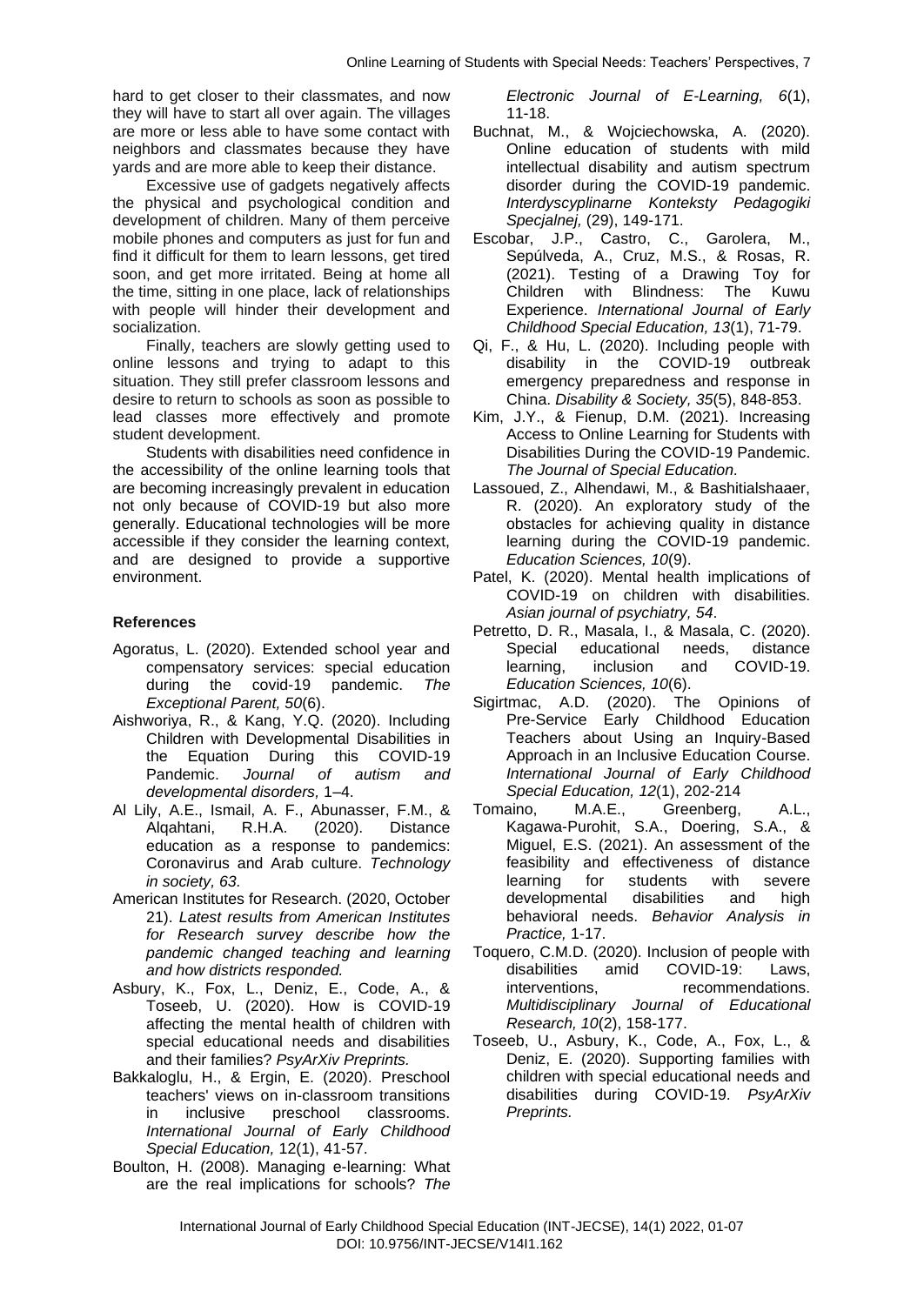hard to get closer to their classmates, and now they will have to start all over again. The villages are more or less able to have some contact with neighbors and classmates because they have yards and are more able to keep their distance.

Excessive use of gadgets negatively affects the physical and psychological condition and development of children. Many of them perceive mobile phones and computers as just for fun and find it difficult for them to learn lessons, get tired soon, and get more irritated. Being at home all the time, sitting in one place, lack of relationships with people will hinder their development and socialization.

Finally, teachers are slowly getting used to online lessons and trying to adapt to this situation. They still prefer classroom lessons and desire to return to schools as soon as possible to lead classes more effectively and promote student development.

Students with disabilities need confidence in the accessibility of the online learning tools that are becoming increasingly prevalent in education not only because of COVID-19 but also more generally. Educational technologies will be more accessible if they consider the learning context, and are designed to provide a supportive environment.

## References

Agoratus, L. (2020). Extended school year and compensatory services: special education during the covid-19 pandemic. *The Exceptional Parent, 50*(6).

Aishworiya, R., & Kang, Y.Q. (2020). Including Children with Developmental Disabilities in the Equation During this COVID-19 Pandemic. *Journal of autism and developmental disorders,* 1–4.

Al Lily, A.E., Ismail, A. F., Abunasser, F.M., & Alqahtani, R.H.A. (2020). Distance education as a response to pandemics: Coronavirus and Arab culture. *Technology in society, 63.*

American Institutes for Research. (2020, October 21). *Latest results from American Institutes for Research survey describe how the pandemic changed teaching and learning and how districts responded.*

Asbury, K., Fox, L., Deniz, E., Code, A., & Toseeb, U. (2020). How is COVID-19 affecting the mental health of children with special educational needs and disabilities and their families? *PsyArXiv Preprints.*

Bakkaloglu, H., & Ergin, E. (2020). Preschool teachers' views on in-classroom transitions in inclusive preschool classrooms. *International Journal of Early Childhood Special Education,* 12(1), 41-57.

Boulton, H. (2008). Managing e-learning: What are the real implications for schools? *The Electronic Journal of E-Learning, 6*(1), 11-18.

Buchnat, M., & Wojciechowska, A. (2020). Online education of students with mild intellectual disability and autism spectrum disorder during the COVID-19 pandemic. *Interdyscyplinarne Konteksty Pedagogiki Specjalnej,* (29), 149-171.

Escobar, J.P., Castro, C., Garolera, M., Sepúlveda, A., Cruz, M.S., & Rosas, R. (2021). Testing of a Drawing Toy for Children with Blindness: The Kuwu Experience. *International Journal of Early Childhood Special Education, 13*(1), 71-79.

Qi, F., & Hu, L. (2020). Including people with disability in the COVID-19 outbreak emergency preparedness and response in China. *Disability & Society, 35*(5), 848-853.

Kim, J.Y., & Fienup, D.M. (2021). Increasing Access to Online Learning for Students with Disabilities During the COVID-19 Pandemic. *The Journal of Special Education.*

Lassoued, Z., Alhendawi, M., & Bashitialshaaer, R. (2020). An exploratory study of the obstacles for achieving quality in distance learning during the COVID-19 pandemic. *Education Sciences, 10*(9).

Patel, K. (2020). Mental health implications of COVID-19 on children with disabilities. *Asian journal of psychiatry, 54*.

Petretto, D. R., Masala, I., & Masala, C. (2020). Special educational needs, distance learning, inclusion and COVID-19. *Education Sciences, 10*(6).

Sigirtmac, A.D. (2020). The Opinions of Pre-Service Early Childhood Education Teachers about Using an Inquiry-Based Approach in an Inclusive Education Course. *International Journal of Early Childhood Special Education, 12*(1), 202-214

Tomaino, M.A.E., Greenberg, A.L., Kagawa-Purohit, S.A., Doering, S.A., & Miguel, E.S. (2021). An assessment of the feasibility and effectiveness of distance learning for students with severe developmental disabilities and high behavioral needs. *Behavior Analysis in Practice,* 1-17.

Toquero, C.M.D. (2020). Inclusion of people with disabilities amid COVID-19: Laws, interventions, recommendations. *Multidisciplinary Journal of Educational Research, 10*(2), 158-177.

Toseeb, U., Asbury, K., Code, A., Fox, L., & Deniz, E. (2020). Supporting families with children with special educational needs and disabilities during COVID-19. *PsyArXiv Preprints.*